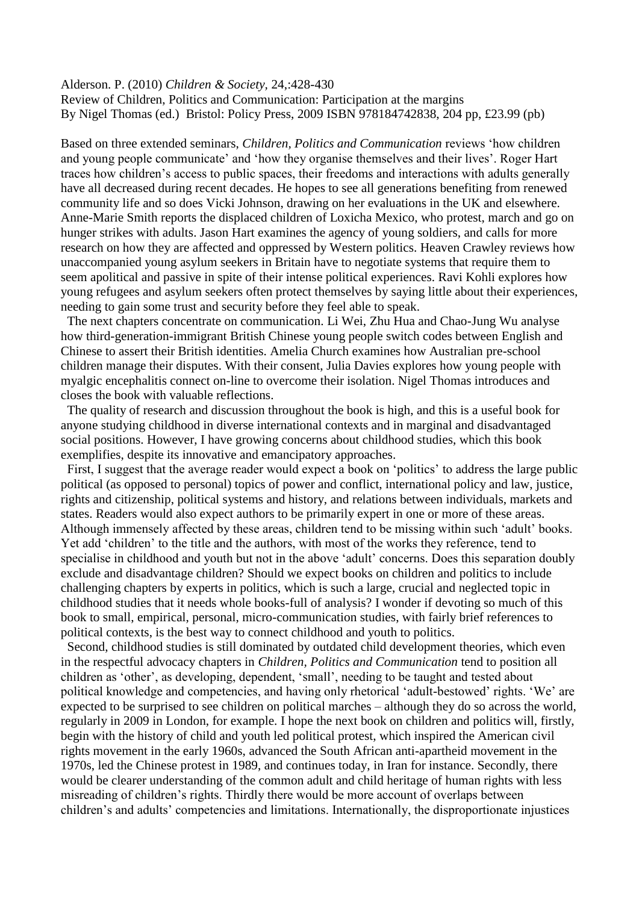Alderson. P. (2010) *Children & Society,* 24,:428-430
Review of Children, Politics and Communication: Participation at the margins
By Nigel Thomas (ed.) Bristol: Policy Press, 2009 ISBN 978184742838, 204 pp, £23.99 (pb)

Based on three extended seminars, *Children, Politics and Communication* reviews 'how children and young people communicate' and 'how they organise themselves and their lives'. Roger Hart traces how children's access to public spaces, their freedoms and interactions with adults generally have all decreased during recent decades. He hopes to see all generations benefiting from renewed community life and so does Vicki Johnson, drawing on her evaluations in the UK and elsewhere. Anne-Marie Smith reports the displaced children of Loxicha Mexico, who protest, march and go on hunger strikes with adults. Jason Hart examines the agency of young soldiers, and calls for more research on how they are affected and oppressed by Western politics. Heaven Crawley reviews how unaccompanied young asylum seekers in Britain have to negotiate systems that require them to seem apolitical and passive in spite of their intense political experiences. Ravi Kohli explores how young refugees and asylum seekers often protect themselves by saying little about their experiences, needing to gain some trust and security before they feel able to speak.

The next chapters concentrate on communication. Li Wei, Zhu Hua and Chao-Jung Wu analyse how third-generation-immigrant British Chinese young people switch codes between English and Chinese to assert their British identities. Amelia Church examines how Australian pre-school children manage their disputes. With their consent, Julia Davies explores how young people with myalgic encephalitis connect on-line to overcome their isolation. Nigel Thomas introduces and closes the book with valuable reflections.

The quality of research and discussion throughout the book is high, and this is a useful book for anyone studying childhood in diverse international contexts and in marginal and disadvantaged social positions. However, I have growing concerns about childhood studies, which this book exemplifies, despite its innovative and emancipatory approaches.

First, I suggest that the average reader would expect a book on 'politics' to address the large public political (as opposed to personal) topics of power and conflict, international policy and law, justice, rights and citizenship, political systems and history, and relations between individuals, markets and states. Readers would also expect authors to be primarily expert in one or more of these areas. Although immensely affected by these areas, children tend to be missing within such 'adult' books. Yet add 'children' to the title and the authors, with most of the works they reference, tend to specialise in childhood and youth but not in the above 'adult' concerns. Does this separation doubly exclude and disadvantage children? Should we expect books on children and politics to include challenging chapters by experts in politics, which is such a large, crucial and neglected topic in childhood studies that it needs whole books-full of analysis? I wonder if devoting so much of this book to small, empirical, personal, micro-communication studies, with fairly brief references to political contexts, is the best way to connect childhood and youth to politics.

Second, childhood studies is still dominated by outdated child development theories, which even in the respectful advocacy chapters in *Children, Politics and Communication* tend to position all children as 'other', as developing, dependent, 'small', needing to be taught and tested about political knowledge and competencies, and having only rhetorical 'adult-bestowed' rights. 'We' are expected to be surprised to see children on political marches – although they do so across the world, regularly in 2009 in London, for example. I hope the next book on children and politics will, firstly, begin with the history of child and youth led political protest, which inspired the American civil rights movement in the early 1960s, advanced the South African anti-apartheid movement in the 1970s, led the Chinese protest in 1989, and continues today, in Iran for instance. Secondly, there would be clearer understanding of the common adult and child heritage of human rights with less misreading of children's rights. Thirdly there would be more account of overlaps between children's and adults' competencies and limitations. Internationally, the disproportionate injustices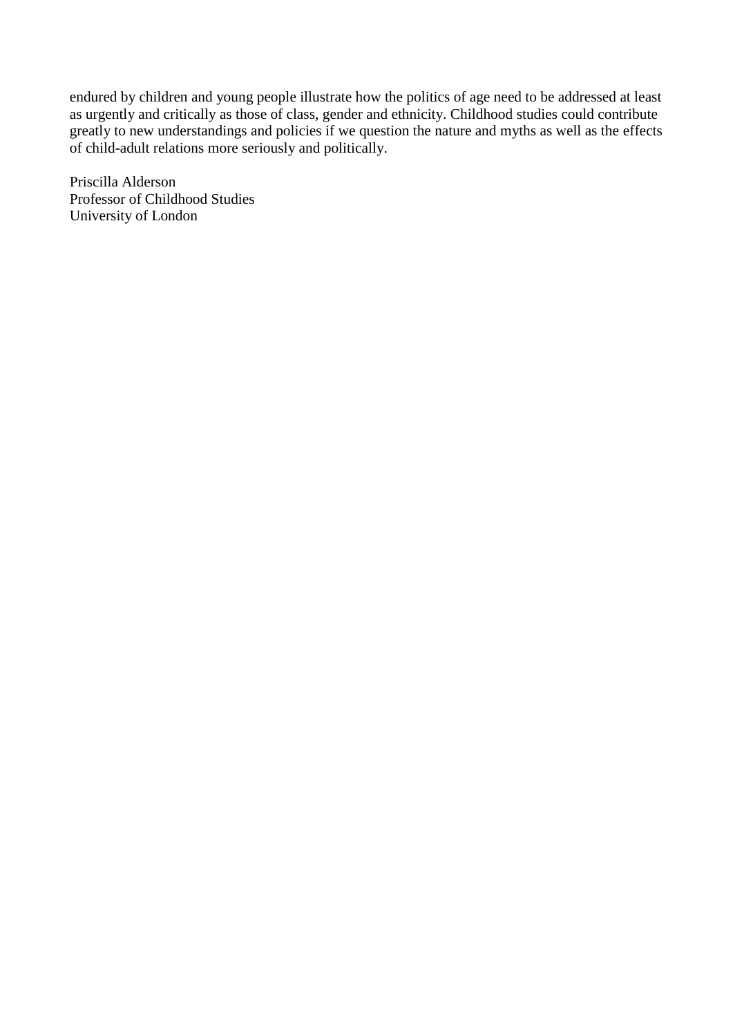endured by children and young people illustrate how the politics of age need to be addressed at least as urgently and critically as those of class, gender and ethnicity. Childhood studies could contribute greatly to new understandings and policies if we question the nature and myths as well as the effects of child-adult relations more seriously and politically.

Priscilla Alderson
Professor of Childhood Studies
University of London